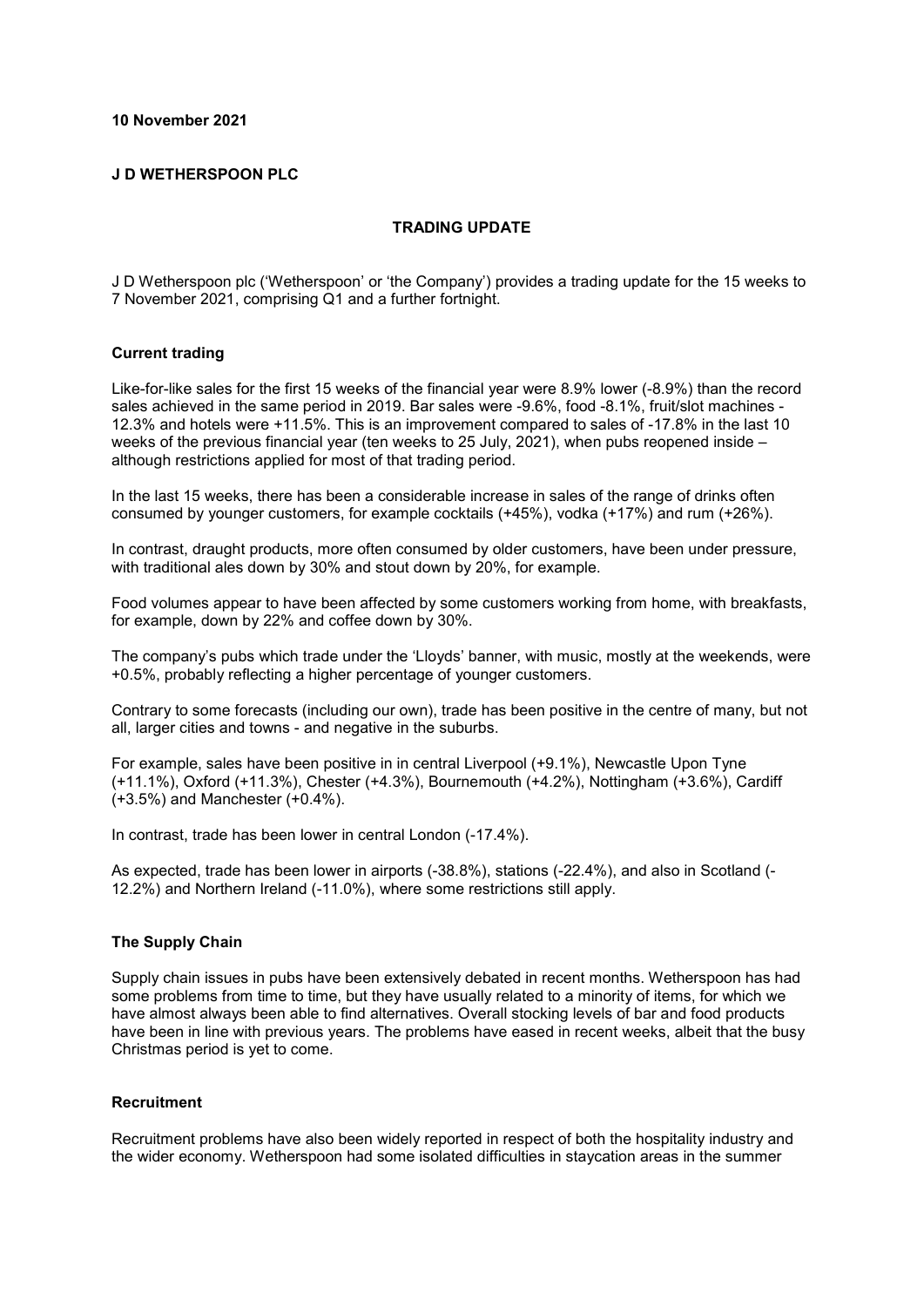**10 November 2021**

**J D WETHERSPOON PLC**

**TRADING UPDATE**

J D Wetherspoon plc ('Wetherspoon' or 'the Company') provides a trading update for the 15 weeks to 7 November 2021, comprising Q1 and a further fortnight.

**Current trading**

Like-for-like sales for the first 15 weeks of the financial year were 8.9% lower (-8.9%) than the record sales achieved in the same period in 2019. Bar sales were -9.6%, food -8.1%, fruit/slot machines -12.3% and hotels were +11.5%. This is an improvement compared to sales of -17.8% in the last 10 weeks of the previous financial year (ten weeks to 25 July, 2021), when pubs reopened inside – although restrictions applied for most of that trading period.

In the last 15 weeks, there has been a considerable increase in sales of the range of drinks often consumed by younger customers, for example cocktails (+45%), vodka (+17%) and rum (+26%).

In contrast, draught products, more often consumed by older customers, have been under pressure, with traditional ales down by 30% and stout down by 20%, for example.

Food volumes appear to have been affected by some customers working from home, with breakfasts, for example, down by 22% and coffee down by 30%.

The company's pubs which trade under the 'Lloyds' banner, with music, mostly at the weekends, were +0.5%, probably reflecting a higher percentage of younger customers.

Contrary to some forecasts (including our own), trade has been positive in the centre of many, but not all, larger cities and towns - and negative in the suburbs.

For example, sales have been positive in in central Liverpool (+9.1%), Newcastle Upon Tyne (+11.1%), Oxford (+11.3%), Chester (+4.3%), Bournemouth (+4.2%), Nottingham (+3.6%), Cardiff (+3.5%) and Manchester (+0.4%).

In contrast, trade has been lower in central London (-17.4%).

As expected, trade has been lower in airports (-38.8%), stations (-22.4%), and also in Scotland (-12.2%) and Northern Ireland (-11.0%), where some restrictions still apply.

**The Supply Chain**

Supply chain issues in pubs have been extensively debated in recent months. Wetherspoon has had some problems from time to time, but they have usually related to a minority of items, for which we have almost always been able to find alternatives. Overall stocking levels of bar and food products have been in line with previous years. The problems have eased in recent weeks, albeit that the busy Christmas period is yet to come.

**Recruitment**

Recruitment problems have also been widely reported in respect of both the hospitality industry and the wider economy. Wetherspoon had some isolated difficulties in staycation areas in the summer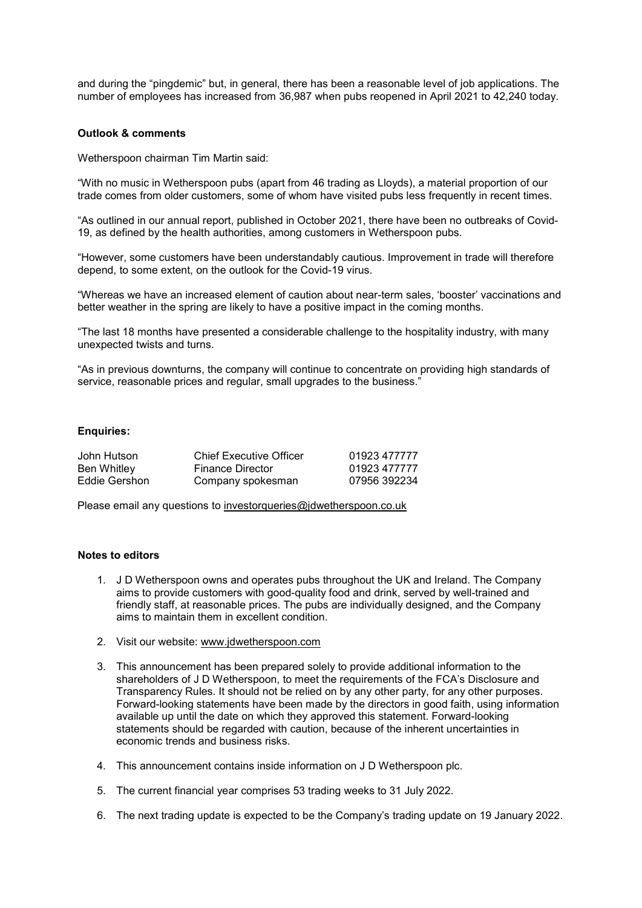and during the "pingdemic" but, in general, there has been a reasonable level of job applications. The number of employees has increased from 36,987 when pubs reopened in April 2021 to 42,240 today.

**Outlook & comments**

Wetherspoon chairman Tim Martin said:

"With no music in Wetherspoon pubs (apart from 46 trading as Lloyds), a material proportion of our trade comes from older customers, some of whom have visited pubs less frequently in recent times.

"As outlined in our annual report, published in October 2021, there have been no outbreaks of Covid-19, as defined by the health authorities, among customers in Wetherspoon pubs.

"However, some customers have been understandably cautious. Improvement in trade will therefore depend, to some extent, on the outlook for the Covid-19 virus.

"Whereas we have an increased element of caution about near-term sales, 'booster' vaccinations and better weather in the spring are likely to have a positive impact in the coming months.

"The last 18 months have presented a considerable challenge to the hospitality industry, with many unexpected twists and turns.

"As in previous downturns, the company will continue to concentrate on providing high standards of service, reasonable prices and regular, small upgrades to the business."

**Enquiries:**

| | | |
|---|---|---|
| John Hutson | Chief Executive Officer | 01923 477777 |
| Ben Whitley | Finance Director | 01923 477777 |
| Eddie Gershon | Company spokesman | 07956 392234 |

Please email any questions to investorqueries@jdwetherspoon.co.uk

**Notes to editors**

1. J D Wetherspoon owns and operates pubs throughout the UK and Ireland. The Company aims to provide customers with good-quality food and drink, served by well-trained and friendly staff, at reasonable prices. The pubs are individually designed, and the Company aims to maintain them in excellent condition.
2. Visit our website: www.jdwetherspoon.com
3. This announcement has been prepared solely to provide additional information to the shareholders of J D Wetherspoon, to meet the requirements of the FCA's Disclosure and Transparency Rules. It should not be relied on by any other party, for any other purposes. Forward-looking statements have been made by the directors in good faith, using information available up until the date on which they approved this statement. Forward-looking statements should be regarded with caution, because of the inherent uncertainties in economic trends and business risks.
4. This announcement contains inside information on J D Wetherspoon plc.
5. The current financial year comprises 53 trading weeks to 31 July 2022.
6. The next trading update is expected to be the Company's trading update on 19 January 2022.